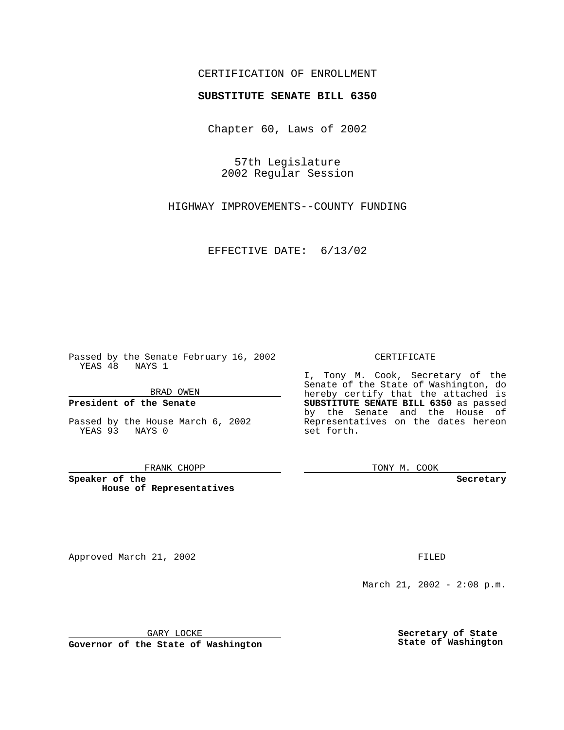CERTIFICATION OF ENROLLMENT

**SUBSTITUTE SENATE BILL 6350**

Chapter 60, Laws of 2002

57th Legislature
2002 Regular Session

HIGHWAY IMPROVEMENTS--COUNTY FUNDING

EFFECTIVE DATE: 6/13/02

Passed by the Senate February 16, 2002
YEAS 48 NAYS 1

BRAD OWEN

**President of the Senate**

Passed by the House March 6, 2002
YEAS 93 NAYS 0

FRANK CHOPP

**Speaker of the House of Representatives**

CERTIFICATE

I, Tony M. Cook, Secretary of the Senate of the State of Washington, do hereby certify that the attached is **SUBSTITUTE SENATE BILL 6350** as passed by the Senate and the House of Representatives on the dates hereon set forth.

TONY M. COOK

**Secretary**

Approved March 21, 2002

GARY LOCKE

**Governor of the State of Washington**

FILED

March 21, 2002 - 2:08 p.m.

**Secretary of State**
**State of Washington**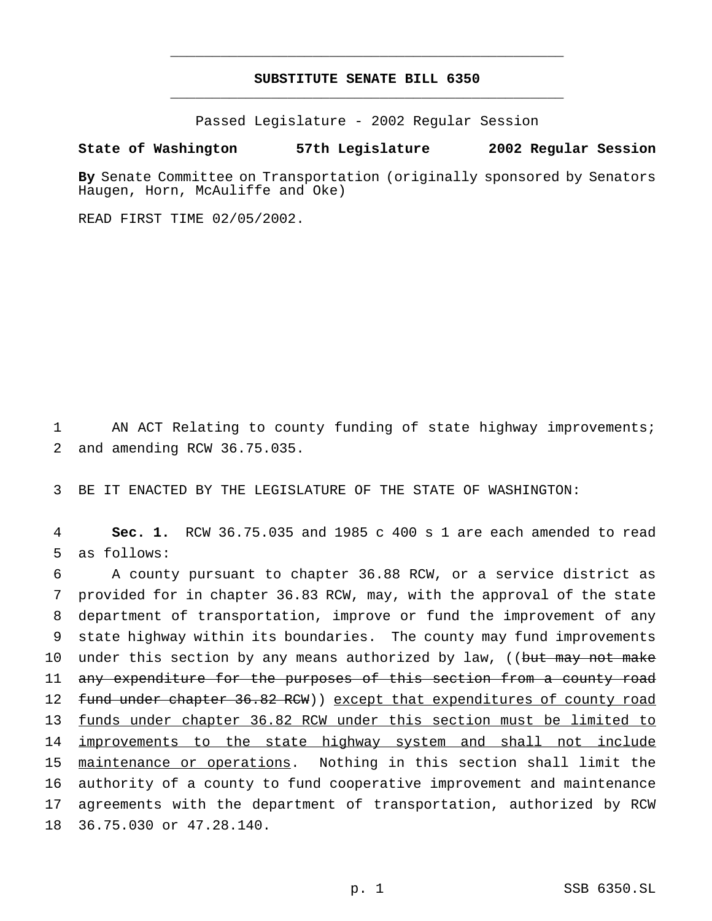# SUBSTITUTE SENATE BILL 6350

Passed Legislature - 2002 Regular Session

**State of Washington 57th Legislature 2002 Regular Session**

**By** Senate Committee on Transportation (originally sponsored by Senators Haugen, Horn, McAuliffe and Oke)

READ FIRST TIME 02/05/2002.

1 AN ACT Relating to county funding of state highway improvements;
2 and amending RCW 36.75.035.

3 BE IT ENACTED BY THE LEGISLATURE OF THE STATE OF WASHINGTON:

4 **Sec. 1.** RCW 36.75.035 and 1985 c 400 s 1 are each amended to read
5 as follows:

6 A county pursuant to chapter 36.88 RCW, or a service district as
7 provided for in chapter 36.83 RCW, may, with the approval of the state
8 department of transportation, improve or fund the improvement of any
9 state highway within its boundaries. The county may fund improvements
10 under this section by any means authorized by law, ((~~but may not make~~
11 ~~any expenditure for the purposes of this section from a county road~~
12 ~~fund under chapter 36.82 RCW~~)) <u>except that expenditures of county road</u>
13 <u>funds under chapter 36.82 RCW under this section must be limited to</u>
14 <u>improvements to the state highway system and shall not include</u>
15 <u>maintenance or operations</u>. Nothing in this section shall limit the
16 authority of a county to fund cooperative improvement and maintenance
17 agreements with the department of transportation, authorized by RCW
18 36.75.030 or 47.28.140.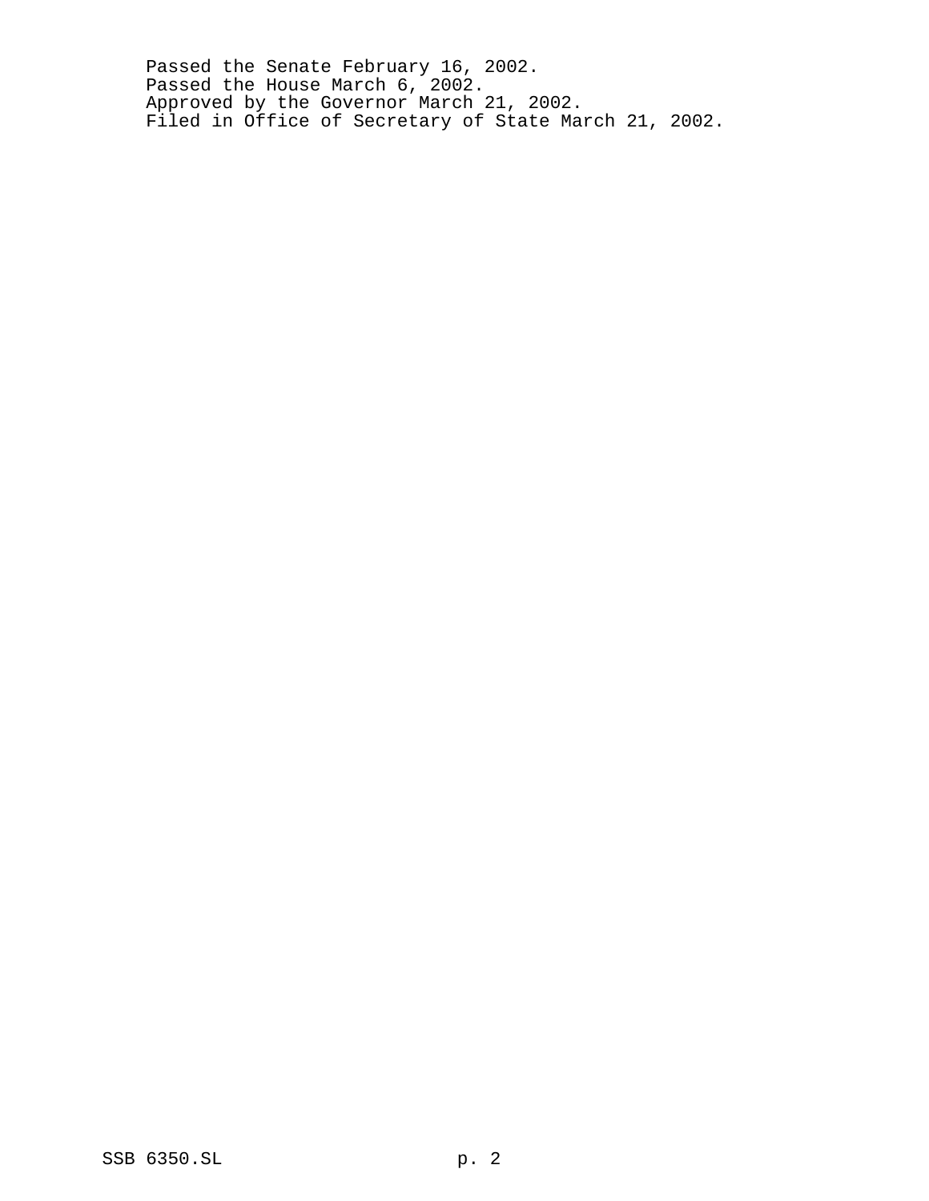Passed the Senate February 16, 2002.
Passed the House March 6, 2002.
Approved by the Governor March 21, 2002.
Filed in Office of Secretary of State March 21, 2002.